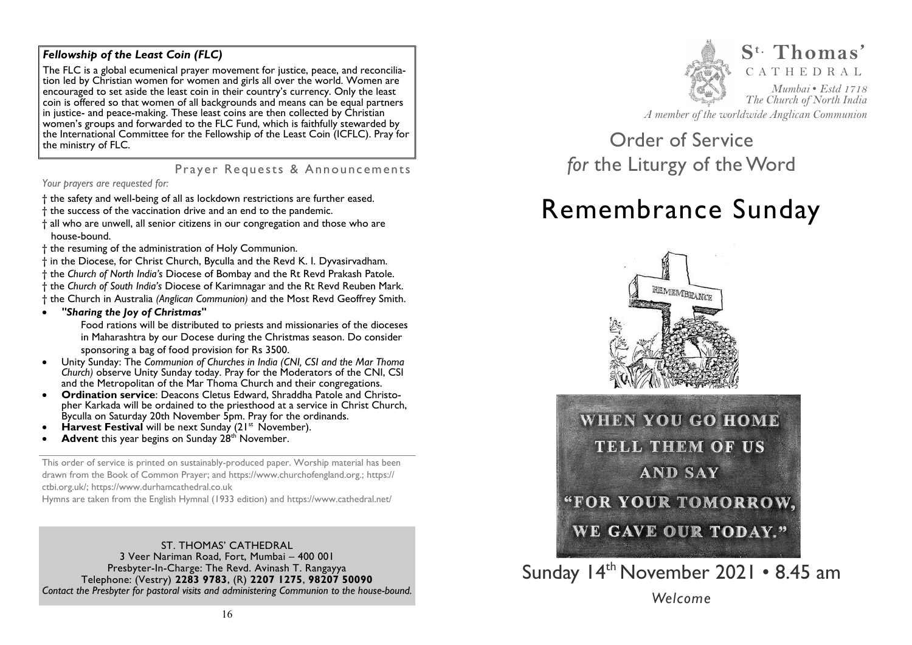### *Fellowship of the Least Coin (FLC)*

The FLC is a global ecumenical prayer movement for justice, peace, and reconciliation led by Christian women for women and girls all over the world. Women are encouraged to set aside the least coin in their country's currency. Only the least coin is offered so that women of all backgrounds and means can be equal partners in justice- and peace-making. These least coins are then collected by Christian women's groups and forwarded to the FLC Fund, which is faithfully stewarded by the International Committee for the Fellowship of the Least Coin (ICFLC). Pray for the ministry of FLC.

## Prayer Requests & Announcements

*Your prayers are requested for:*

† the safety and well-being of all as lockdown restrictions are further eased.
† the success of the vaccination drive and an end to the pandemic.
† all who are unwell, all senior citizens in our congregation and those who are house-bound.
† the resuming of the administration of Holy Communion.
† in the Diocese, for Christ Church, Byculla and the Revd K. I. Dyvasirvadham.
† the *Church of North India's* Diocese of Bombay and the Rt Revd Prakash Patole.
† the *Church of South India's* Diocese of Karimnagar and the Rt Revd Reuben Mark.
† the Church in Australia *(Anglican Communion)* and the Most Revd Geoffrey Smith.

- ***"Sharing the Joy of Christmas"***
  Food rations will be distributed to priests and missionaries of the dioceses in Maharashtra by our Docese during the Christmas season. Do consider sponsoring a bag of food provision for Rs 3500.
- Unity Sunday: The *Communion of Churches in India (CNI, CSI and the Mar Thoma Church)* observe Unity Sunday today. Pray for the Moderators of the CNI, CSI and the Metropolitan of the Mar Thoma Church and their congregations.
- **Ordination service**: Deacons Cletus Edward, Shraddha Patole and Christopher Karkada will be ordained to the priesthood at a service in Christ Church, Byculla on Saturday 20th November 5pm. Pray for the ordinands.
- **Harvest Festival** will be next Sunday (21st November).
- **Advent** this year begins on Sunday 28th November.

This order of service is printed on sustainably-produced paper. Worship material has been drawn from the Book of Common Prayer; and https://www.churchofengland.org.; https://ctbi.org.uk/; https://www.durhamcathedral.co.uk
Hymns are taken from the English Hymnal (1933 edition) and https://www.cathedral.net/

ST. THOMAS' CATHEDRAL
3 Veer Nariman Road, Fort, Mumbai – 400 001
Presbyter-In-Charge: The Revd. Avinash T. Rangayya
Telephone: (Vestry) **2283 9783**, (R) **2207 1275**, **98207 50090**
*Contact the Presbyter for pastoral visits and administering Communion to the house-bound.*

---

**St. Thomas'**
CATHEDRAL
*Mumbai • Estd 1718*
*The Church of North India*
*A member of the worldwide Anglican Communion*

# Order of Service *for* the Liturgy of the Word

# Remembrance Sunday

WHEN YOU GO HOME
TELL THEM OF US
AND SAY
"FOR YOUR TOMORROW,
WE GAVE OUR TODAY."

## Sunday 14th November 2021 • 8.45 am

*Welcome*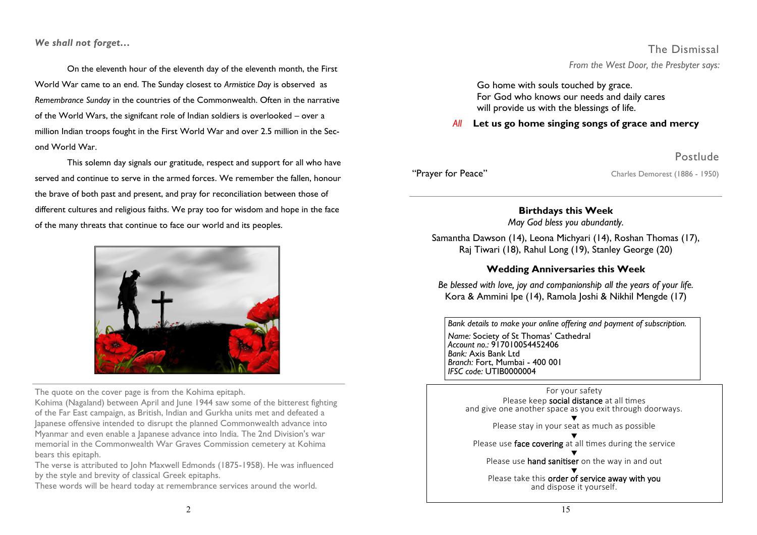*We shall not forget…*

On the eleventh hour of the eleventh day of the eleventh month, the First World War came to an end. The Sunday closest to *Armistice Day* is observed as *Remembrance Sunday* in the countries of the Commonwealth. Often in the narrative of the World Wars, the signifcant role of Indian soldiers is overlooked – over a million Indian troops fought in the First World War and over 2.5 million in the Second World War.

This solemn day signals our gratitude, respect and support for all who have served and continue to serve in the armed forces. We remember the fallen, honour the brave of both past and present, and pray for reconciliation between those of different cultures and religious faiths. We pray too for wisdom and hope in the face of the many threats that continue to face our world and its peoples.

The quote on the cover page is from the Kohima epitaph.
Kohima (Nagaland) between April and June 1944 saw some of the bitterest fighting of the Far East campaign, as British, Indian and Gurkha units met and defeated a Japanese offensive intended to disrupt the planned Commonwealth advance into Myanmar and even enable a Japanese advance into India. The 2nd Division's war memorial in the Commonwealth War Graves Commission cemetery at Kohima bears this epitaph.
The verse is attributed to John Maxwell Edmonds (1875-1958). He was influenced by the style and brevity of classical Greek epitaphs.
These words will be heard today at remembrance services around the world.

## The Dismissal

*From the West Door, the Presbyter says:*

Go home with souls touched by grace.
For God who knows our needs and daily cares
will provide us with the blessings of life.

*All* **Let us go home singing songs of grace and mercy**

## Postlude

"Prayer for Peace" — Charles Demorest (1886 - 1950)

---

**Birthdays this Week**

*May God bless you abundantly.*

Samantha Dawson (14), Leona Michyari (14), Roshan Thomas (17), Raj Tiwari (18), Rahul Long (19), Stanley George (20)

**Wedding Anniversaries this Week**

*Be blessed with love, joy and companionship all the years of your life.*

Kora & Ammini Ipe (14), Ramola Joshi & Nikhil Mengde (17)

*Bank details to make your online offering and payment of subscription.*
*Name:* Society of St Thomas' Cathedral
*Account no.:* 917010054452406
*Bank:* Axis Bank Ltd
*Branch:* Fort, Mumbai - 400 001
*IFSC code:* UTIB0000004

For your safety

Please keep social distance at all times and give one another space as you exit through doorways.
▼
Please stay in your seat as much as possible
▼
Please use face covering at all times during the service
▼
Please use hand sanitiser on the way in and out
▼
Please take this order of service away with you and dispose it yourself.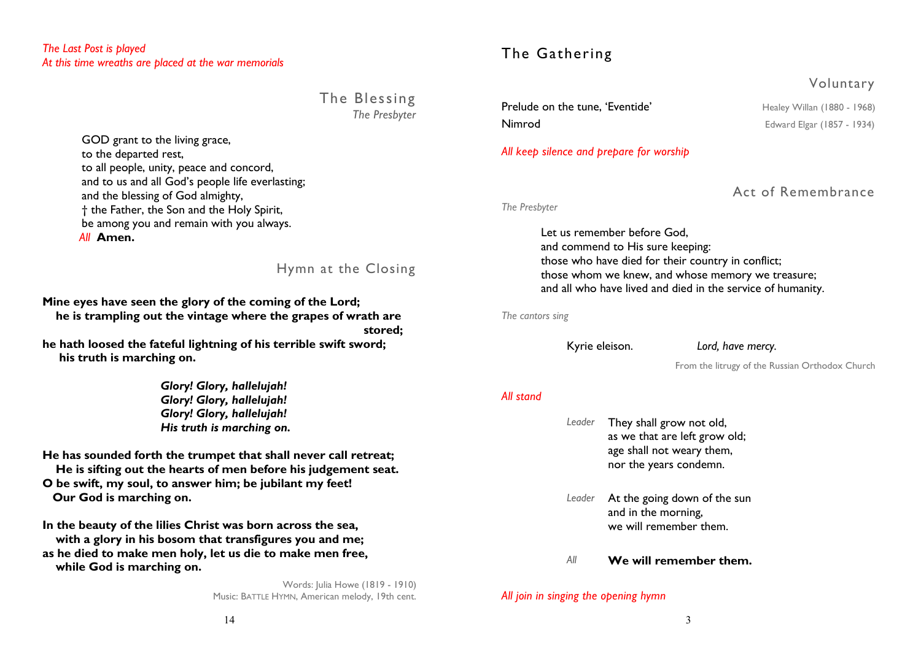*The Last Post is played*
*At this time wreaths are placed at the war memorials*

## The Blessing

*The Presbyter*

GOD grant to the living grace,
to the departed rest,
to all people, unity, peace and concord,
and to us and all God's people life everlasting;
and the blessing of God almighty,
† the Father, the Son and the Holy Spirit,
be among you and remain with you always.
*All* **Amen.**

## Hymn at the Closing

**Mine eyes have seen the glory of the coming of the Lord;**
**he is trampling out the vintage where the grapes of wrath are stored;**
**he hath loosed the fateful lightning of his terrible swift sword;**
**his truth is marching on.**

***Glory! Glory, hallelujah!***
***Glory! Glory, hallelujah!***
***Glory! Glory, hallelujah!***
***His truth is marching on.***

**He has sounded forth the trumpet that shall never call retreat;**
**He is sifting out the hearts of men before his judgement seat.**
**O be swift, my soul, to answer him; be jubilant my feet!**
**Our God is marching on.**

**In the beauty of the lilies Christ was born across the sea,**
**with a glory in his bosom that transfigures you and me;**
**as he died to make men holy, let us die to make men free,**
**while God is marching on.**

Words: Julia Howe (1819 - 1910)
Music: BATTLE HYMN, American melody, 19th cent.

# The Gathering

## Voluntary

Prelude on the tune, 'Eventide' — Healey Willan (1880 - 1968)
Nimrod — Edward Elgar (1857 - 1934)

*All keep silence and prepare for worship*

## Act of Remembrance

*The Presbyter*

Let us remember before God,
and commend to His sure keeping:
those who have died for their country in conflict;
those whom we knew, and whose memory we treasure;
and all who have lived and died in the service of humanity.

*The cantors sing*

Kyrie eleison. — *Lord, have mercy.*

From the litrugy of the Russian Orthodox Church

*All stand*

*Leader* They shall grow not old,
as we that are left grow old;
age shall not weary them,
nor the years condemn.

*Leader* At the going down of the sun
and in the morning,
we will remember them.

*All* **We will remember them.**

*All join in singing the opening hymn*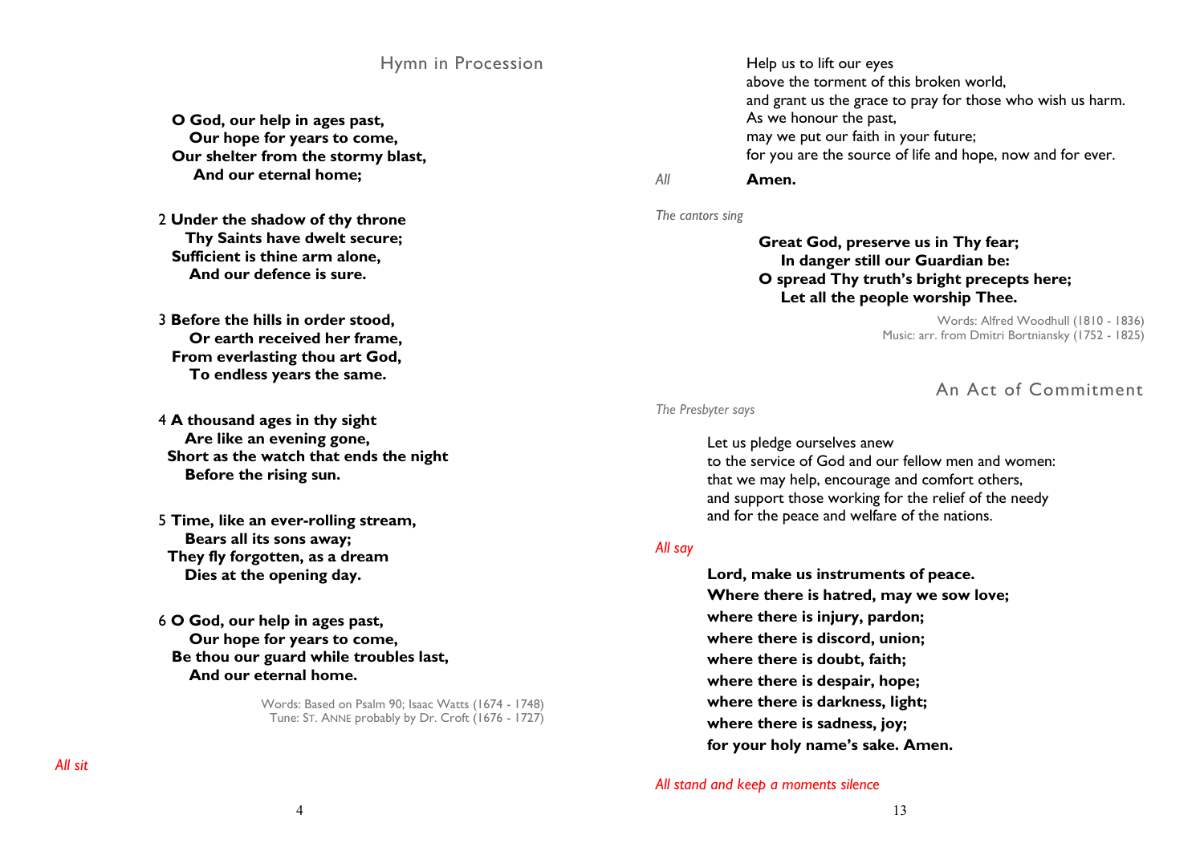## Hymn in Procession

**O God, our help in ages past,**
**Our hope for years to come,**
**Our shelter from the stormy blast,**
**And our eternal home;**

2 **Under the shadow of thy throne**
**Thy Saints have dwelt secure;**
**Sufficient is thine arm alone,**
**And our defence is sure.**

3 **Before the hills in order stood,**
**Or earth received her frame,**
**From everlasting thou art God,**
**To endless years the same.**

4 **A thousand ages in thy sight**
**Are like an evening gone,**
**Short as the watch that ends the night**
**Before the rising sun.**

5 **Time, like an ever-rolling stream,**
**Bears all its sons away;**
**They fly forgotten, as a dream**
**Dies at the opening day.**

6 **O God, our help in ages past,**
**Our hope for years to come,**
**Be thou our guard while troubles last,**
**And our eternal home.**

Words: Based on Psalm 90; Isaac Watts (1674 - 1748)
Tune: ST. ANNE probably by Dr. Croft (1676 - 1727)

*All sit*

Help us to lift our eyes
above the torment of this broken world,
and grant us the grace to pray for those who wish us harm.
As we honour the past,
may we put our faith in your future;
for you are the source of life and hope, now and for ever.

*All* **Amen.**

*The cantors sing*

**Great God, preserve us in Thy fear;**
**In danger still our Guardian be:**
**O spread Thy truth's bright precepts here;**
**Let all the people worship Thee.**

Words: Alfred Woodhull (1810 - 1836)
Music: arr. from Dmitri Bortniansky (1752 - 1825)

## An Act of Commitment

*The Presbyter says*

Let us pledge ourselves anew
to the service of God and our fellow men and women:
that we may help, encourage and comfort others,
and support those working for the relief of the needy
and for the peace and welfare of the nations.

*All say*

**Lord, make us instruments of peace.**
**Where there is hatred, may we sow love;**
**where there is injury, pardon;**
**where there is discord, union;**
**where there is doubt, faith;**
**where there is despair, hope;**
**where there is darkness, light;**
**where there is sadness, joy;**
**for your holy name's sake. Amen.**

*All stand and keep a moments silence*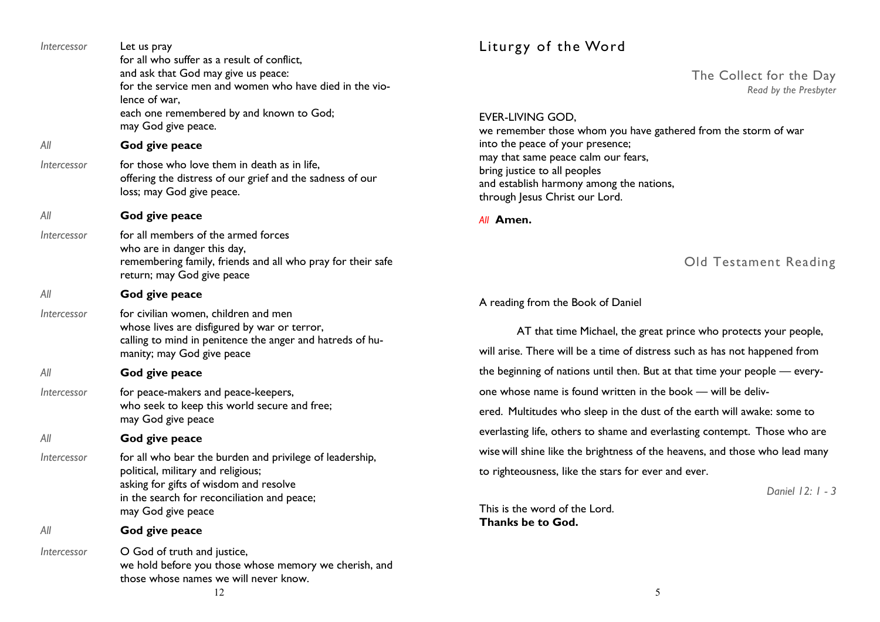*Intercessor* Let us pray
for all who suffer as a result of conflict,
and ask that God may give us peace:
for the service men and women who have died in the violence of war,
each one remembered by and known to God;
may God give peace.

*All* **God give peace**

*Intercessor* for those who love them in death as in life,
offering the distress of our grief and the sadness of our loss; may God give peace.

*All* **God give peace**

*Intercessor* for all members of the armed forces
who are in danger this day,
remembering family, friends and all who pray for their safe return; may God give peace

*All* **God give peace**

*Intercessor* for civilian women, children and men
whose lives are disfigured by war or terror,
calling to mind in penitence the anger and hatreds of humanity; may God give peace

*All* **God give peace**

*Intercessor* for peace-makers and peace-keepers,
who seek to keep this world secure and free;
may God give peace

*All* **God give peace**

*Intercessor* for all who bear the burden and privilege of leadership,
political, military and religious;
asking for gifts of wisdom and resolve
in the search for reconciliation and peace;
may God give peace

*All* **God give peace**

*Intercessor* O God of truth and justice,
we hold before you those whose memory we cherish, and those whose names we will never know.

# Liturgy of the Word

## The Collect for the Day

*Read by the Presbyter*

EVER-LIVING GOD,
we remember those whom you have gathered from the storm of war
into the peace of your presence;
may that same peace calm our fears,
bring justice to all peoples
and establish harmony among the nations,
through Jesus Christ our Lord.

*All* **Amen.**

## Old Testament Reading

A reading from the Book of Daniel

AT that time Michael, the great prince who protects your people, will arise. There will be a time of distress such as has not happened from the beginning of nations until then. But at that time your people — everyone whose name is found written in the book — will be delivered. Multitudes who sleep in the dust of the earth will awake: some to everlasting life, others to shame and everlasting contempt. Those who are wise will shine like the brightness of the heavens, and those who lead many to righteousness, like the stars for ever and ever.

*Daniel 12: 1 - 3*

This is the word of the Lord.
**Thanks be to God.**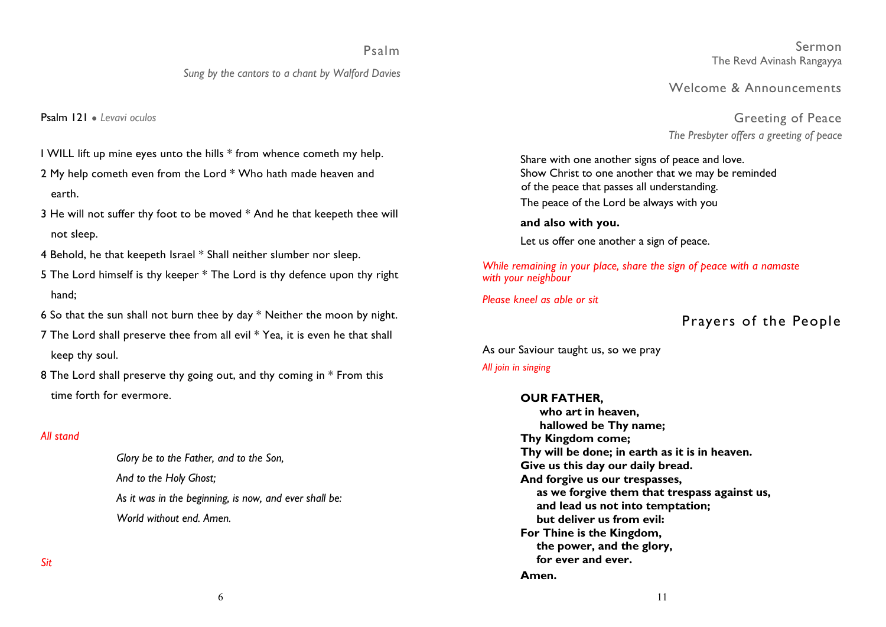## Psalm

*Sung by the cantors to a chant by Walford Davies*

Psalm 121 • *Levavi oculos*

I WILL lift up mine eyes unto the hills * from whence cometh my help.

2 My help cometh even from the Lord * Who hath made heaven and earth.

3 He will not suffer thy foot to be moved * And he that keepeth thee will not sleep.

4 Behold, he that keepeth Israel * Shall neither slumber nor sleep.

5 The Lord himself is thy keeper * The Lord is thy defence upon thy right hand;

6 So that the sun shall not burn thee by day * Neither the moon by night.

7 The Lord shall preserve thee from all evil * Yea, it is even he that shall keep thy soul.

8 The Lord shall preserve thy going out, and thy coming in * From this time forth for evermore.

*All stand*

*Glory be to the Father, and to the Son,*
*And to the Holy Ghost;*
*As it was in the beginning, is now, and ever shall be:*
*World without end. Amen.*

*Sit*

## Sermon

The Revd Avinash Rangayya

## Welcome & Announcements

## Greeting of Peace

*The Presbyter offers a greeting of peace*

Share with one another signs of peace and love.
Show Christ to one another that we may be reminded
of the peace that passes all understanding.
The peace of the Lord be always with you

**and also with you.**

Let us offer one another a sign of peace.

*While remaining in your place, share the sign of peace with a namaste with your neighbour*

*Please kneel as able or sit*

## Prayers of the People

As our Saviour taught us, so we pray

*All join in singing*

**OUR FATHER,**
**who art in heaven,**
**hallowed be Thy name;**
**Thy Kingdom come;**
**Thy will be done; in earth as it is in heaven.**
**Give us this day our daily bread.**
**And forgive us our trespasses,**
**as we forgive them that trespass against us,**
**and lead us not into temptation;**
**but deliver us from evil:**
**For Thine is the Kingdom,**
**the power, and the glory,**
**for ever and ever.**
**Amen.**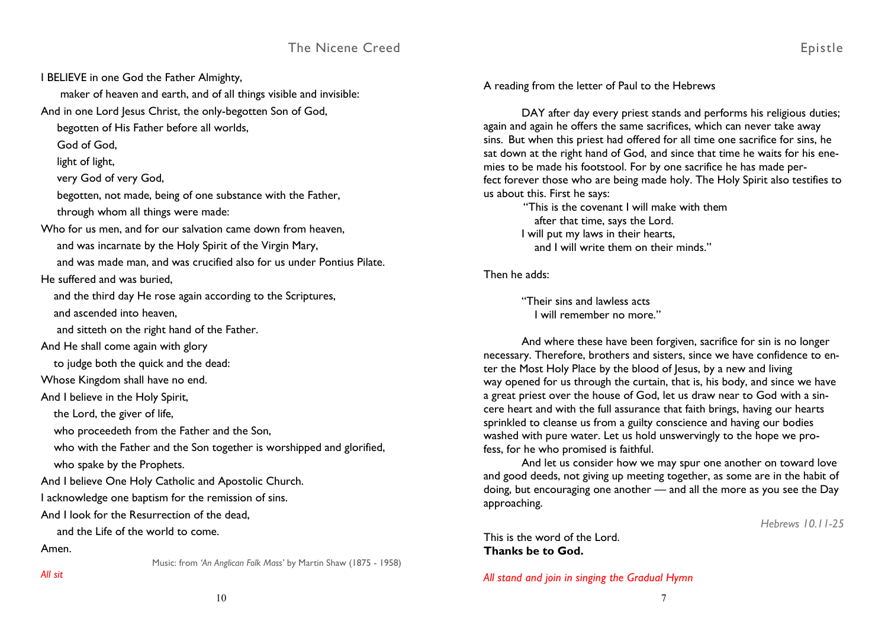## The Nicene Creed

I BELIEVE in one God the Father Almighty,
maker of heaven and earth, and of all things visible and invisible:
And in one Lord Jesus Christ, the only-begotten Son of God,
begotten of His Father before all worlds,
God of God,
light of light,
very God of very God,
begotten, not made, being of one substance with the Father,
through whom all things were made:
Who for us men, and for our salvation came down from heaven,
and was incarnate by the Holy Spirit of the Virgin Mary,
and was made man, and was crucified also for us under Pontius Pilate.
He suffered and was buried,
and the third day He rose again according to the Scriptures,
and ascended into heaven,
and sitteth on the right hand of the Father.
And He shall come again with glory
to judge both the quick and the dead:
Whose Kingdom shall have no end.
And I believe in the Holy Spirit,
the Lord, the giver of life,
who proceedeth from the Father and the Son,
who with the Father and the Son together is worshipped and glorified,
who spake by the Prophets.
And I believe One Holy Catholic and Apostolic Church.
I acknowledge one baptism for the remission of sins.
And I look for the Resurrection of the dead,
and the Life of the world to come.
Amen.

Music: from *'An Anglican Folk Mass'* by Martin Shaw (1875 - 1958)

*All sit*

## Epistle

A reading from the letter of Paul to the Hebrews

DAY after day every priest stands and performs his religious duties; again and again he offers the same sacrifices, which can never take away sins. But when this priest had offered for all time one sacrifice for sins, he sat down at the right hand of God, and since that time he waits for his enemies to be made his footstool. For by one sacrifice he has made perfect forever those who are being made holy. The Holy Spirit also testifies to us about this. First he says:

"This is the covenant I will make with them
after that time, says the Lord.
I will put my laws in their hearts,
and I will write them on their minds."

Then he adds:

"Their sins and lawless acts
I will remember no more."

And where these have been forgiven, sacrifice for sin is no longer necessary. Therefore, brothers and sisters, since we have confidence to enter the Most Holy Place by the blood of Jesus, by a new and living way opened for us through the curtain, that is, his body, and since we have a great priest over the house of God, let us draw near to God with a sincere heart and with the full assurance that faith brings, having our hearts sprinkled to cleanse us from a guilty conscience and having our bodies washed with pure water. Let us hold unswervingly to the hope we profess, for he who promised is faithful.

And let us consider how we may spur one another on toward love and good deeds, not giving up meeting together, as some are in the habit of doing, but encouraging one another — and all the more as you see the Day approaching.

*Hebrews 10.11-25*

This is the word of the Lord.
**Thanks be to God.**

*All stand and join in singing the Gradual Hymn*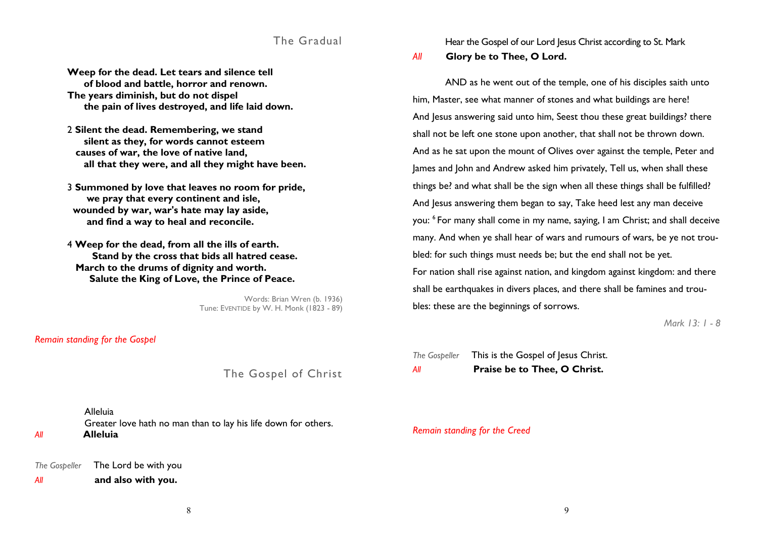## The Gradual

**Weep for the dead. Let tears and silence tell**
**of blood and battle, horror and renown.**
**The years diminish, but do not dispel**
**the pain of lives destroyed, and life laid down.**

2 **Silent the dead. Remembering, we stand**
**silent as they, for words cannot esteem**
**causes of war, the love of native land,**
**all that they were, and all they might have been.**

3 **Summoned by love that leaves no room for pride,**
**we pray that every continent and isle,**
**wounded by war, war's hate may lay aside,**
**and find a way to heal and reconcile.**

4 **Weep for the dead, from all the ills of earth.**
**Stand by the cross that bids all hatred cease.**
**March to the drums of dignity and worth.**
**Salute the King of Love, the Prince of Peace.**

Words: Brian Wren (b. 1936)
Tune: EVENTIDE by W. H. Monk (1823 - 89)

*Remain standing for the Gospel*

## The Gospel of Christ

Alleluia
Greater love hath no man than to lay his life down for others.
*All* **Alleluia**

*The Gospeller* The Lord be with you
*All* **and also with you.**

Hear the Gospel of our Lord Jesus Christ according to St. Mark
*All* **Glory be to Thee, O Lord.**

AND as he went out of the temple, one of his disciples saith unto him, Master, see what manner of stones and what buildings are here! And Jesus answering said unto him, Seest thou these great buildings? there shall not be left one stone upon another, that shall not be thrown down. And as he sat upon the mount of Olives over against the temple, Peter and James and John and Andrew asked him privately, Tell us, when shall these things be? and what shall be the sign when all these things shall be fulfilled? And Jesus answering them began to say, Take heed lest any man deceive you: [6] For many shall come in my name, saying, I am Christ; and shall deceive many. And when ye shall hear of wars and rumours of wars, be ye not troubled: for such things must needs be; but the end shall not be yet. For nation shall rise against nation, and kingdom against kingdom: and there shall be earthquakes in divers places, and there shall be famines and troubles: these are the beginnings of sorrows.

*Mark 13: 1 - 8*

*The Gospeller* This is the Gospel of Jesus Christ.
*All* **Praise be to Thee, O Christ.**

*Remain standing for the Creed*